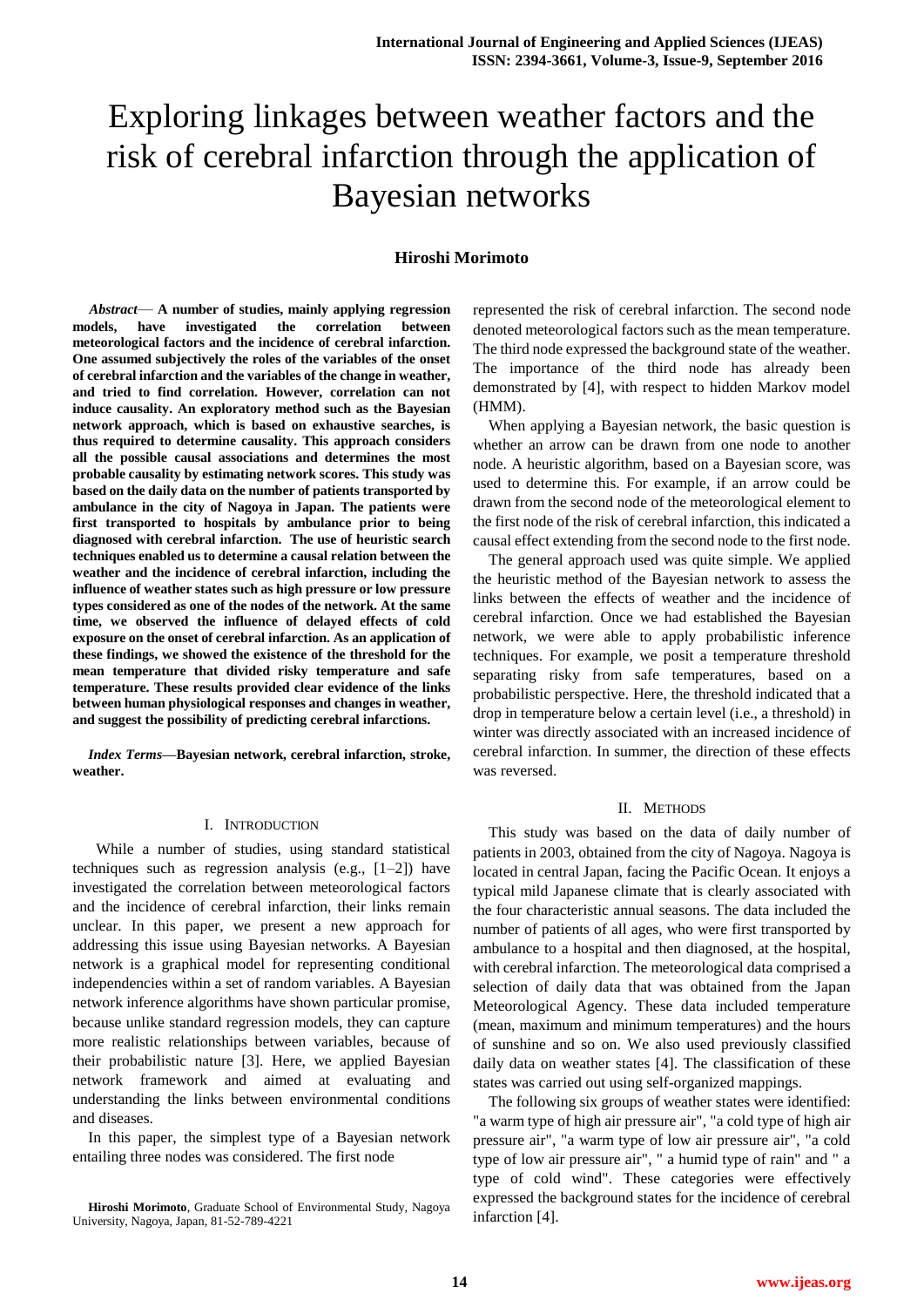# Exploring linkages between weather factors and the risk of cerebral infarction through the application of Bayesian networks

**Hiroshi Morimoto**

***Abstract*— A number of studies, mainly applying regression models, have investigated the correlation between meteorological factors and the incidence of cerebral infarction. One assumed subjectively the roles of the variables of the onset of cerebral infarction and the variables of the change in weather, and tried to find correlation. However, correlation can not induce causality. An exploratory method such as the Bayesian network approach, which is based on exhaustive searches, is thus required to determine causality. This approach considers all the possible causal associations and determines the most probable causality by estimating network scores. This study was based on the daily data on the number of patients transported by ambulance in the city of Nagoya in Japan. The patients were first transported to hospitals by ambulance prior to being diagnosed with cerebral infarction. The use of heuristic search techniques enabled us to determine a causal relation between the weather and the incidence of cerebral infarction, including the influence of weather states such as high pressure or low pressure types considered as one of the nodes of the network. At the same time, we observed the influence of delayed effects of cold exposure on the onset of cerebral infarction. As an application of these findings, we showed the existence of the threshold for the mean temperature that divided risky temperature and safe temperature. These results provided clear evidence of the links between human physiological responses and changes in weather, and suggest the possibility of predicting cerebral infarctions.**

***Index Terms*—Bayesian network, cerebral infarction, stroke, weather.**

## I. Introduction

While a number of studies, using standard statistical techniques such as regression analysis (e.g., [1–2]) have investigated the correlation between meteorological factors and the incidence of cerebral infarction, their links remain unclear. In this paper, we present a new approach for addressing this issue using Bayesian networks. A Bayesian network is a graphical model for representing conditional independencies within a set of random variables. A Bayesian network inference algorithms have shown particular promise, because unlike standard regression models, they can capture more realistic relationships between variables, because of their probabilistic nature [3]. Here, we applied Bayesian network framework and aimed at evaluating and understanding the links between environmental conditions and diseases.

In this paper, the simplest type of a Bayesian network entailing three nodes was considered. The first node represented the risk of cerebral infarction. The second node denoted meteorological factors such as the mean temperature. The third node expressed the background state of the weather. The importance of the third node has already been demonstrated by [4], with respect to hidden Markov model (HMM).

When applying a Bayesian network, the basic question is whether an arrow can be drawn from one node to another node. A heuristic algorithm, based on a Bayesian score, was used to determine this. For example, if an arrow could be drawn from the second node of the meteorological element to the first node of the risk of cerebral infarction, this indicated a causal effect extending from the second node to the first node.

The general approach used was quite simple. We applied the heuristic method of the Bayesian network to assess the links between the effects of weather and the incidence of cerebral infarction. Once we had established the Bayesian network, we were able to apply probabilistic inference techniques. For example, we posit a temperature threshold separating risky from safe temperatures, based on a probabilistic perspective. Here, the threshold indicated that a drop in temperature below a certain level (i.e., a threshold) in winter was directly associated with an increased incidence of cerebral infarction. In summer, the direction of these effects was reversed.

## II. Methods

This study was based on the data of daily number of patients in 2003, obtained from the city of Nagoya. Nagoya is located in central Japan, facing the Pacific Ocean. It enjoys a typical mild Japanese climate that is clearly associated with the four characteristic annual seasons. The data included the number of patients of all ages, who were first transported by ambulance to a hospital and then diagnosed, at the hospital, with cerebral infarction. The meteorological data comprised a selection of daily data that was obtained from the Japan Meteorological Agency. These data included temperature (mean, maximum and minimum temperatures) and the hours of sunshine and so on. We also used previously classified daily data on weather states [4]. The classification of these states was carried out using self-organized mappings.

The following six groups of weather states were identified: "a warm type of high air pressure air", "a cold type of high air pressure air", "a warm type of low air pressure air", "a cold type of low air pressure air", " a humid type of rain" and " a type of cold wind". These categories were effectively expressed the background states for the incidence of cerebral infarction [4].

**Hiroshi Morimoto**, Graduate School of Environmental Study, Nagoya University, Nagoya, Japan, 81-52-789-4221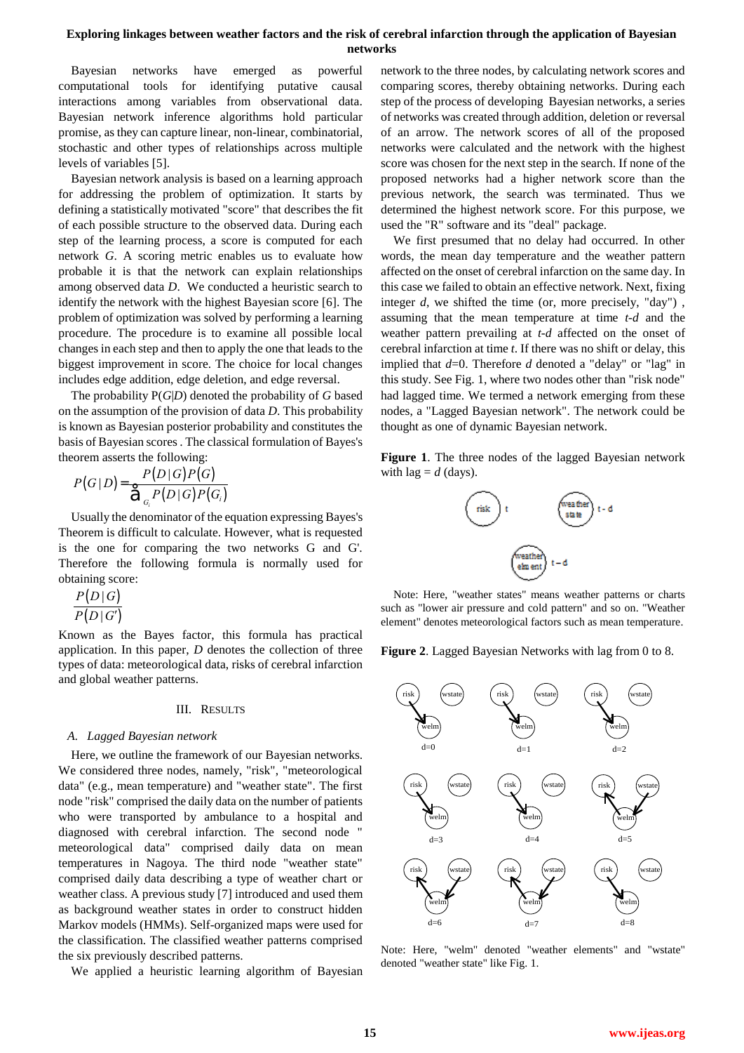Bayesian networks have emerged as powerful computational tools for identifying putative causal interactions among variables from observational data. Bayesian network inference algorithms hold particular promise, as they can capture linear, non-linear, combinatorial, stochastic and other types of relationships across multiple levels of variables [5].

Bayesian network analysis is based on a learning approach for addressing the problem of optimization. It starts by defining a statistically motivated "score" that describes the fit of each possible structure to the observed data. During each step of the learning process, a score is computed for each network *G*. A scoring metric enables us to evaluate how probable it is that the network can explain relationships among observed data *D*. We conducted a heuristic search to identify the network with the highest Bayesian score [6]. The problem of optimization was solved by performing a learning procedure. The procedure is to examine all possible local changes in each step and then to apply the one that leads to the biggest improvement in score. The choice for local changes includes edge addition, edge deletion, and edge reversal.

The probability P(*G*|*D*) denoted the probability of *G* based on the assumption of the provision of data *D*. This probability is known as Bayesian posterior probability and constitutes the basis of Bayesian scores . The classical formulation of Bayes's theorem asserts the following:

$$P(G|D) = \frac{P(D|G)P(G)}{\sum_{G_i} P(D|G)P(G_i)}$$

Usually the denominator of the equation expressing Bayes's Theorem is difficult to calculate. However, what is requested is the one for comparing the two networks G and G'. Therefore the following formula is normally used for obtaining score:

$$\frac{P(D|G)}{P(D|G')}$$

Known as the Bayes factor, this formula has practical application. In this paper, *D* denotes the collection of three types of data: meteorological data, risks of cerebral infarction and global weather patterns.

## III. Results

### *A. Lagged Bayesian network*

Here, we outline the framework of our Bayesian networks. We considered three nodes, namely, "risk", "meteorological data" (e.g., mean temperature) and "weather state". The first node "risk" comprised the daily data on the number of patients who were transported by ambulance to a hospital and diagnosed with cerebral infarction. The second node " meteorological data" comprised daily data on mean temperatures in Nagoya. The third node "weather state" comprised daily data describing a type of weather chart or weather class. A previous study [7] introduced and used them as background weather states in order to construct hidden Markov models (HMMs). Self-organized maps were used for the classification. The classified weather patterns comprised the six previously described patterns.

We applied a heuristic learning algorithm of Bayesian network to the three nodes, by calculating network scores and comparing scores, thereby obtaining networks. During each step of the process of developing Bayesian networks, a series of networks was created through addition, deletion or reversal of an arrow. The network scores of all of the proposed networks were calculated and the network with the highest score was chosen for the next step in the search. If none of the proposed networks had a higher network score than the previous network, the search was terminated. Thus we determined the highest network score. For this purpose, we used the "R" software and its "deal" package.

We first presumed that no delay had occurred. In other words, the mean day temperature and the weather pattern affected on the onset of cerebral infarction on the same day. In this case we failed to obtain an effective network. Next, fixing integer *d*, we shifted the time (or, more precisely, "day") , assuming that the mean temperature at time *t-d* and the weather pattern prevailing at *t-d* affected on the onset of cerebral infarction at time *t*. If there was no shift or delay, this implied that *d*=0. Therefore *d* denoted a "delay" or "lag" in this study. See Fig. 1, where two nodes other than "risk node" had lagged time. We termed a network emerging from these nodes, a "Lagged Bayesian network". The network could be thought as one of dynamic Bayesian network.

**Figure 1**. The three nodes of the lagged Bayesian network with lag = *d* (days).

Note: Here, "weather states" means weather patterns or charts such as "lower air pressure and cold pattern" and so on. "Weather element" denotes meteorological factors such as mean temperature.

**Figure 2**. Lagged Bayesian Networks with lag from 0 to 8.

Note: Here, "welm" denoted "weather elements" and "wstate" denoted "weather state" like Fig. 1.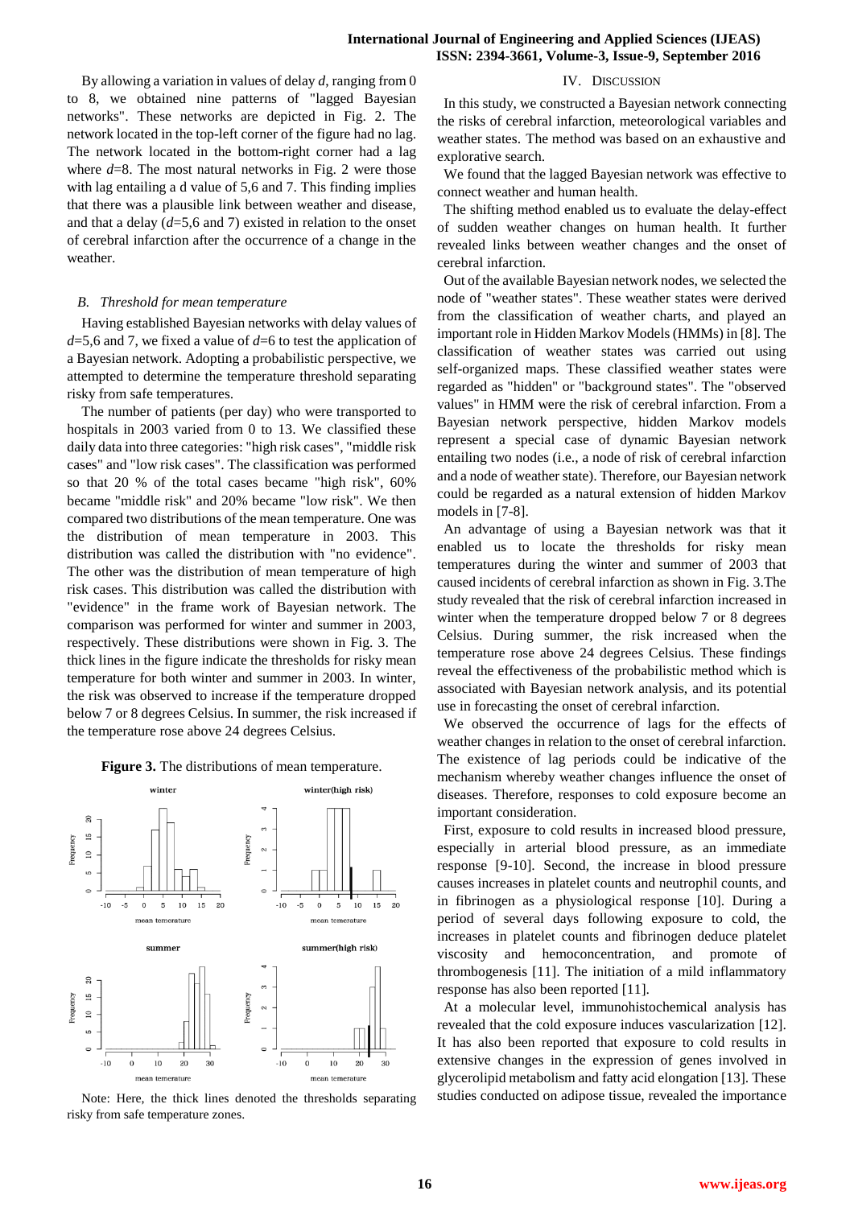By allowing a variation in values of delay *d*, ranging from 0 to 8, we obtained nine patterns of "lagged Bayesian networks". These networks are depicted in Fig. 2. The network located in the top-left corner of the figure had no lag. The network located in the bottom-right corner had a lag where *d*=8. The most natural networks in Fig. 2 were those with lag entailing a d value of 5,6 and 7. This finding implies that there was a plausible link between weather and disease, and that a delay (*d*=5,6 and 7) existed in relation to the onset of cerebral infarction after the occurrence of a change in the weather.

### *B. Threshold for mean temperature*

Having established Bayesian networks with delay values of *d*=5,6 and 7, we fixed a value of *d*=6 to test the application of a Bayesian network. Adopting a probabilistic perspective, we attempted to determine the temperature threshold separating risky from safe temperatures.

The number of patients (per day) who were transported to hospitals in 2003 varied from 0 to 13. We classified these daily data into three categories: "high risk cases", "middle risk cases" and "low risk cases". The classification was performed so that 20 % of the total cases became "high risk", 60% became "middle risk" and 20% became "low risk". We then compared two distributions of the mean temperature. One was the distribution of mean temperature in 2003. This distribution was called the distribution with "no evidence". The other was the distribution of mean temperature of high risk cases. This distribution was called the distribution with "evidence" in the frame work of Bayesian network. The comparison was performed for winter and summer in 2003, respectively. These distributions were shown in Fig. 3. The thick lines in the figure indicate the thresholds for risky mean temperature for both winter and summer in 2003. In winter, the risk was observed to increase if the temperature dropped below 7 or 8 degrees Celsius. In summer, the risk increased if the temperature rose above 24 degrees Celsius.

**Figure 3.** The distributions of mean temperature.

Note: Here, the thick lines denoted the thresholds separating risky from safe temperature zones.

## IV. Discussion

In this study, we constructed a Bayesian network connecting the risks of cerebral infarction, meteorological variables and weather states. The method was based on an exhaustive and explorative search.

We found that the lagged Bayesian network was effective to connect weather and human health.

The shifting method enabled us to evaluate the delay-effect of sudden weather changes on human health. It further revealed links between weather changes and the onset of cerebral infarction.

Out of the available Bayesian network nodes, we selected the node of "weather states". These weather states were derived from the classification of weather charts, and played an important role in Hidden Markov Models (HMMs) in [8]. The classification of weather states was carried out using self-organized maps. These classified weather states were regarded as "hidden" or "background states". The "observed values" in HMM were the risk of cerebral infarction. From a Bayesian network perspective, hidden Markov models represent a special case of dynamic Bayesian network entailing two nodes (i.e., a node of risk of cerebral infarction and a node of weather state). Therefore, our Bayesian network could be regarded as a natural extension of hidden Markov models in [7-8].

An advantage of using a Bayesian network was that it enabled us to locate the thresholds for risky mean temperatures during the winter and summer of 2003 that caused incidents of cerebral infarction as shown in Fig. 3.The study revealed that the risk of cerebral infarction increased in winter when the temperature dropped below 7 or 8 degrees Celsius. During summer, the risk increased when the temperature rose above 24 degrees Celsius. These findings reveal the effectiveness of the probabilistic method which is associated with Bayesian network analysis, and its potential use in forecasting the onset of cerebral infarction.

We observed the occurrence of lags for the effects of weather changes in relation to the onset of cerebral infarction. The existence of lag periods could be indicative of the mechanism whereby weather changes influence the onset of diseases. Therefore, responses to cold exposure become an important consideration.

First, exposure to cold results in increased blood pressure, especially in arterial blood pressure, as an immediate response [9-10]. Second, the increase in blood pressure causes increases in platelet counts and neutrophil counts, and in fibrinogen as a physiological response [10]. During a period of several days following exposure to cold, the increases in platelet counts and fibrinogen deduce platelet viscosity and hemoconcentration, and promote of thrombogenesis [11]. The initiation of a mild inflammatory response has also been reported [11].

At a molecular level, immunohistochemical analysis has revealed that the cold exposure induces vascularization [12]. It has also been reported that exposure to cold results in extensive changes in the expression of genes involved in glycerolipid metabolism and fatty acid elongation [13]. These studies conducted on adipose tissue, revealed the importance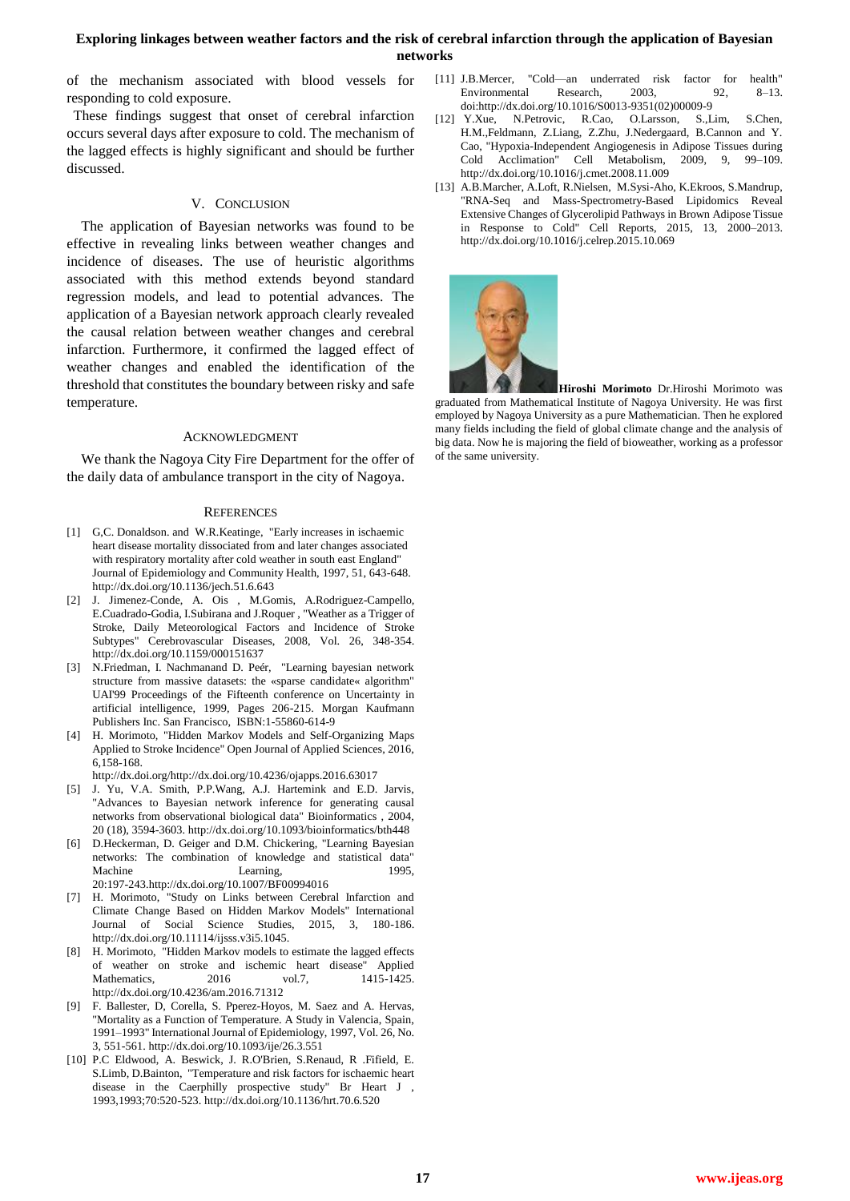of the mechanism associated with blood vessels for responding to cold exposure.

These findings suggest that onset of cerebral infarction occurs several days after exposure to cold. The mechanism of the lagged effects is highly significant and should be further discussed.

## V. Conclusion

The application of Bayesian networks was found to be effective in revealing links between weather changes and incidence of diseases. The use of heuristic algorithms associated with this method extends beyond standard regression models, and lead to potential advances. The application of a Bayesian network approach clearly revealed the causal relation between weather changes and cerebral infarction. Furthermore, it confirmed the lagged effect of weather changes and enabled the identification of the threshold that constitutes the boundary between risky and safe temperature.

## Acknowledgment

We thank the Nagoya City Fire Department for the offer of the daily data of ambulance transport in the city of Nagoya.

## References

- [1] G,C. Donaldson. and W.R.Keatinge, "Early increases in ischaemic heart disease mortality dissociated from and later changes associated with respiratory mortality after cold weather in south east England" Journal of Epidemiology and Community Health, 1997, 51, 643-648. http://dx.doi.org/10.1136/jech.51.6.643
- [2] J. Jimenez-Conde, A. Ois , M.Gomis, A.Rodriguez-Campello, E.Cuadrado-Godia, I.Subirana and J.Roquer , "Weather as a Trigger of Stroke, Daily Meteorological Factors and Incidence of Stroke Subtypes" Cerebrovascular Diseases, 2008, Vol. 26, 348-354. http://dx.doi.org/10.1159/000151637
- [3] N.Friedman, I. Nachmanand D. Peér, "Learning bayesian network structure from massive datasets: the «sparse candidate« algorithm" UAI'99 Proceedings of the Fifteenth conference on Uncertainty in artificial intelligence, 1999, Pages 206-215. Morgan Kaufmann Publishers Inc. San Francisco, ISBN:1-55860-614-9
- [4] H. Morimoto, "Hidden Markov Models and Self-Organizing Maps Applied to Stroke Incidence" Open Journal of Applied Sciences, 2016, 6,158-168. http://dx.doi.org/http://dx.doi.org/10.4236/ojapps.2016.63017
- [5] J. Yu, V.A. Smith, P.P.Wang, A.J. Hartemink and E.D. Jarvis, "Advances to Bayesian network inference for generating causal networks from observational biological data" Bioinformatics , 2004, 20 (18), 3594-3603. http://dx.doi.org/10.1093/bioinformatics/bth448
- [6] D.Heckerman, D. Geiger and D.M. Chickering, "Learning Bayesian networks: The combination of knowledge and statistical data" Machine Learning, 1995, 20:197-243.http://dx.doi.org/10.1007/BF00994016
- [7] H. Morimoto, "Study on Links between Cerebral Infarction and Climate Change Based on Hidden Markov Models" International Journal of Social Science Studies, 2015, 3, 180-186. http://dx.doi.org/10.11114/ijsss.v3i5.1045.
- [8] H. Morimoto, "Hidden Markov models to estimate the lagged effects of weather on stroke and ischemic heart disease" Applied Mathematics, 2016 vol.7, 1415-1425. http://dx.doi.org/10.4236/am.2016.71312
- [9] F. Ballester, D, Corella, S. Pperez-Hoyos, M. Saez and A. Hervas, "Mortality as a Function of Temperature. A Study in Valencia, Spain, 1991–1993" International Journal of Epidemiology, 1997, Vol. 26, No. 3, 551-561. http://dx.doi.org/10.1093/ije/26.3.551
- [10] P.C Eldwood, A. Beswick, J. R.O'Brien, S.Renaud, R .Fifield, E. S.Limb, D.Bainton, "Temperature and risk factors for ischaemic heart disease in the Caerphilly prospective study" Br Heart J , 1993,1993;70:520-523. http://dx.doi.org/10.1136/hrt.70.6.520
- [11] J.B.Mercer, "Cold—an underrated risk factor for health" Environmental Research, 2003, 92, 8–13. doi:http://dx.doi.org/10.1016/S0013-9351(02)00009-9
- [12] Y.Xue, N.Petrovic, R.Cao, O.Larsson, S.,Lim, S.Chen, H.M.,Feldmann, Z.Liang, Z.Zhu, J.Nedergaard, B.Cannon and Y. Cao, "Hypoxia-Independent Angiogenesis in Adipose Tissues during Cold Acclimation" Cell Metabolism, 2009, 9, 99–109. http://dx.doi.org/10.1016/j.cmet.2008.11.009
- [13] A.B.Marcher, A.Loft, R.Nielsen, M.Sysi-Aho, K.Ekroos, S.Mandrup, "RNA-Seq and Mass-Spectrometry-Based Lipidomics Reveal Extensive Changes of Glycerolipid Pathways in Brown Adipose Tissue in Response to Cold" Cell Reports, 2015, 13, 2000–2013. http://dx.doi.org/10.1016/j.celrep.2015.10.069

**Hiroshi Morimoto** Dr.Hiroshi Morimoto was graduated from Mathematical Institute of Nagoya University. He was first employed by Nagoya University as a pure Mathematician. Then he explored many fields including the field of global climate change and the analysis of big data. Now he is majoring the field of bioweather, working as a professor of the same university.